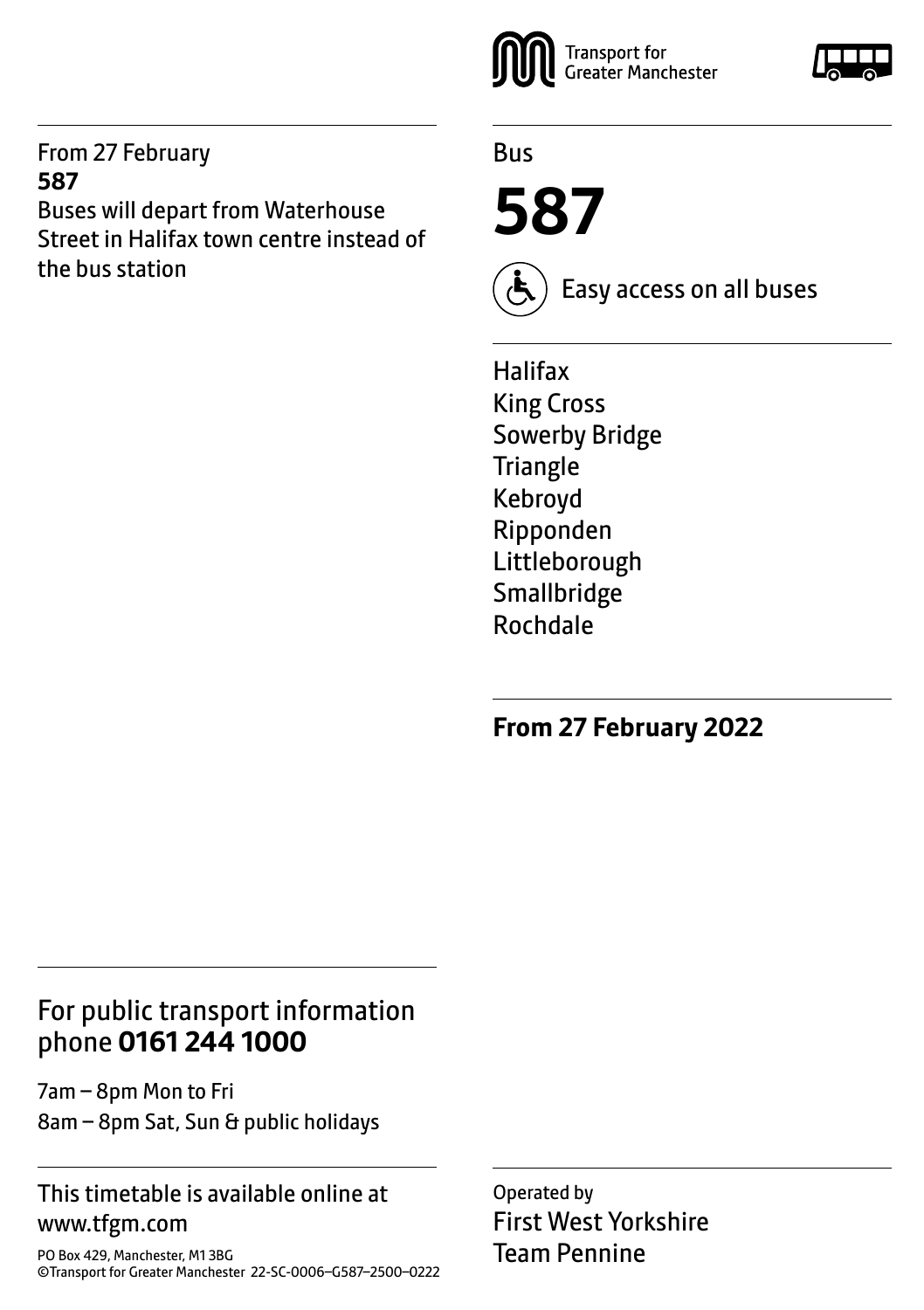From 27 February
**587**
Buses will depart from Waterhouse Street in Halifax town centre instead of the bus station

Transport for Greater Manchester

Bus

# 587

Easy access on all buses

Halifax
King Cross
Sowerby Bridge
Triangle
Kebroyd
Ripponden
Littleborough
Smallbridge
Rochdale

**From 27 February 2022**

## For public transport information phone **0161 244 1000**

7am – 8pm Mon to Fri
8am – 8pm Sat, Sun & public holidays

This timetable is available online at www.tfgm.com

PO Box 429, Manchester, M1 3BG
©Transport for Greater Manchester 22-SC-0006–G587–2500–0222

Operated by
First West Yorkshire
Team Pennine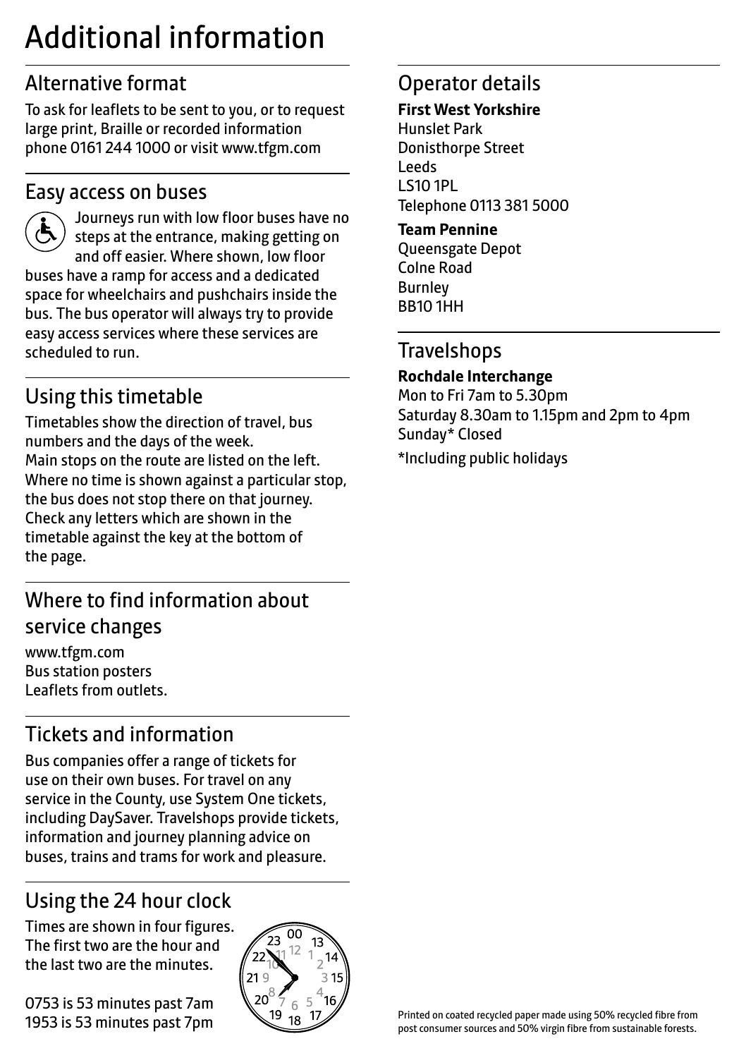# Additional information

## Alternative format

To ask for leaflets to be sent to you, or to request large print, Braille or recorded information phone 0161 244 1000 or visit www.tfgm.com

## Easy access on buses

Journeys run with low floor buses have no steps at the entrance, making getting on and off easier. Where shown, low floor buses have a ramp for access and a dedicated space for wheelchairs and pushchairs inside the bus. The bus operator will always try to provide easy access services where these services are scheduled to run.

## Using this timetable

Timetables show the direction of travel, bus numbers and the days of the week.
Main stops on the route are listed on the left. Where no time is shown against a particular stop, the bus does not stop there on that journey. Check any letters which are shown in the timetable against the key at the bottom of the page.

## Where to find information about service changes

www.tfgm.com
Bus station posters
Leaflets from outlets.

## Tickets and information

Bus companies offer a range of tickets for use on their own buses. For travel on any service in the County, use System One tickets, including DaySaver. Travelshops provide tickets, information and journey planning advice on buses, trains and trams for work and pleasure.

## Using the 24 hour clock

Times are shown in four figures. The first two are the hour and the last two are the minutes.

0753 is 53 minutes past 7am
1953 is 53 minutes past 7pm

## Operator details

**First West Yorkshire**
Hunslet Park
Donisthorpe Street
Leeds
LS10 1PL
Telephone 0113 381 5000

**Team Pennine**
Queensgate Depot
Colne Road
Burnley
BB10 1HH

## Travelshops

**Rochdale Interchange**
Mon to Fri 7am to 5.30pm
Saturday 8.30am to 1.15pm and 2pm to 4pm
Sunday* Closed

*Including public holidays

Printed on coated recycled paper made using 50% recycled fibre from post consumer sources and 50% virgin fibre from sustainable forests.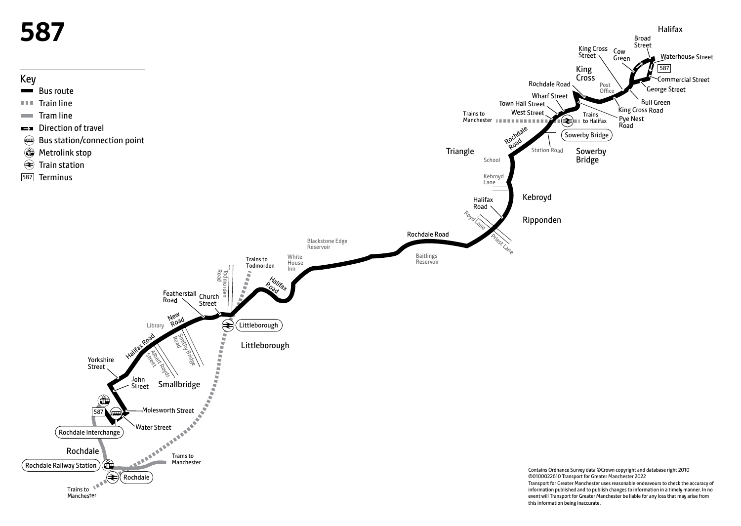# 587

## Key

- Bus route
- Train line
- Tram line
- Direction of travel
- Bus station/connection point
- Metrolink stop
- Train station
- 587 Terminus

Halifax

Broad Street

King Cross Street

Cow Green

Waterhouse Street

587

King Cross

Commercial Street

Rochdale Road

Post Office

George Street

Wharf Street

Bull Green

Town Hall Street

King Cross Road

West Street

Pye Nest Road

Trains to Manchester

Trains to Halifax

Rochdale Road

Sowerby Bridge

Triangle

Station Road

Sowerby Bridge

School

Kebroyd Lane

Kebroyd

Halifax Road

Ripponden

Royd Lane

Priest Lane

Rochdale Road

Blackstone Edge Reservoir

Baitlings Reservoir

White House Inn

Trains to Todmorden

Todmorden Road

Halifax Road

Featherstall Road

Church Street

New Road

Littleborough

Library

Smithy Bridge Road

Littleborough

Halifax Road

Albert Royds Street

Yorkshire Street

John Street

Smallbridge

587

Molesworth Street

Water Street

Rochdale Interchange

Rochdale

Trams to Manchester

Rochdale Railway Station

Rochdale

Trains to Manchester

Contains Ordnance Survey data ©Crown copyright and database right 2010
©0100022610 Transport for Greater Manchester 2022
Transport for Greater Manchester uses reasonable endeavours to check the accuracy of information published and to publish changes to information in a timely manner. In no event will Transport for Greater Manchester be liable for any loss that may arise from this information being inaccurate.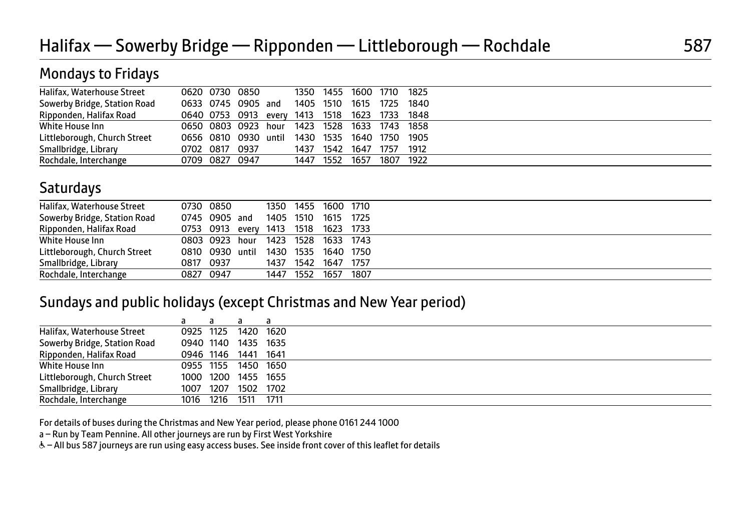## Halifax — Sowerby Bridge — Ripponden — Littleborough — Rochdale 587

### Mondays to Fridays

| | | | | | | | | | |
|---|---|---|---|---|---|---|---|---|---|
| Halifax, Waterhouse Street | 0620 | 0730 | 0850 | | 1350 | 1455 | 1600 | 1710 | 1825 |
| Sowerby Bridge, Station Road | 0633 | 0745 | 0905 | and | 1405 | 1510 | 1615 | 1725 | 1840 |
| Ripponden, Halifax Road | 0640 | 0753 | 0913 | every | 1413 | 1518 | 1623 | 1733 | 1848 |
| White House Inn | 0650 | 0803 | 0923 | hour | 1423 | 1528 | 1633 | 1743 | 1858 |
| Littleborough, Church Street | 0656 | 0810 | 0930 | until | 1430 | 1535 | 1640 | 1750 | 1905 |
| Smallbridge, Library | 0702 | 0817 | 0937 | | 1437 | 1542 | 1647 | 1757 | 1912 |
| Rochdale, Interchange | 0709 | 0827 | 0947 | | 1447 | 1552 | 1657 | 1807 | 1922 |

### Saturdays

| | | | | | | | |
|---|---|---|---|---|---|---|---|
| Halifax, Waterhouse Street | 0730 | 0850 | | 1350 | 1455 | 1600 | 1710 |
| Sowerby Bridge, Station Road | 0745 | 0905 | and | 1405 | 1510 | 1615 | 1725 |
| Ripponden, Halifax Road | 0753 | 0913 | every | 1413 | 1518 | 1623 | 1733 |
| White House Inn | 0803 | 0923 | hour | 1423 | 1528 | 1633 | 1743 |
| Littleborough, Church Street | 0810 | 0930 | until | 1430 | 1535 | 1640 | 1750 |
| Smallbridge, Library | 0817 | 0937 | | 1437 | 1542 | 1647 | 1757 |
| Rochdale, Interchange | 0827 | 0947 | | 1447 | 1552 | 1657 | 1807 |

### Sundays and public holidays (except Christmas and New Year period)

| | a | a | a | a |
|---|---|---|---|---|
| Halifax, Waterhouse Street | 0925 | 1125 | 1420 | 1620 |
| Sowerby Bridge, Station Road | 0940 | 1140 | 1435 | 1635 |
| Ripponden, Halifax Road | 0946 | 1146 | 1441 | 1641 |
| White House Inn | 0955 | 1155 | 1450 | 1650 |
| Littleborough, Church Street | 1000 | 1200 | 1455 | 1655 |
| Smallbridge, Library | 1007 | 1207 | 1502 | 1702 |
| Rochdale, Interchange | 1016 | 1216 | 1511 | 1711 |

For details of buses during the Christmas and New Year period, please phone 0161 244 1000

a – Run by Team Pennine. All other journeys are run by First West Yorkshire

♿ – All bus 587 journeys are run using easy access buses. See inside front cover of this leaflet for details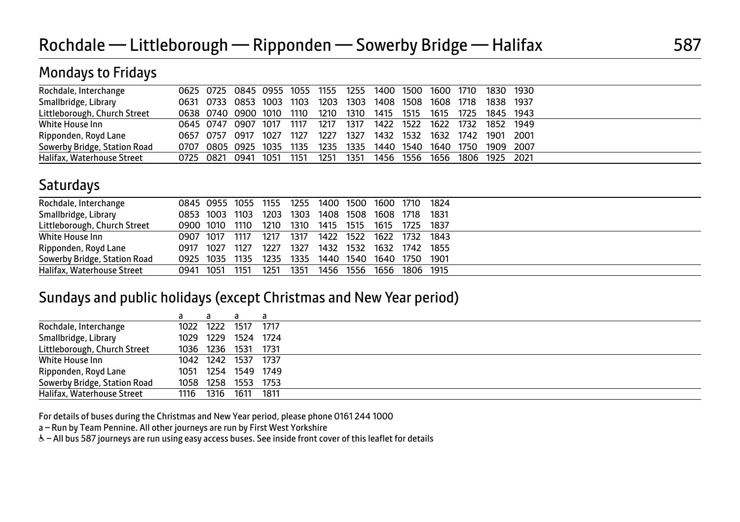# Rochdale — Littleborough — Ripponden — Sowerby Bridge — Halifax

## Mondays to Fridays

| | | | | | | | | | | | | | |
|---|---|---|---|---|---|---|---|---|---|---|---|---|---|
| Rochdale, Interchange | 0625 | 0725 | 0845 | 0955 | 1055 | 1155 | 1255 | 1400 | 1500 | 1600 | 1710 | 1830 | 1930 |
| Smallbridge, Library | 0631 | 0733 | 0853 | 1003 | 1103 | 1203 | 1303 | 1408 | 1508 | 1608 | 1718 | 1838 | 1937 |
| Littleborough, Church Street | 0638 | 0740 | 0900 | 1010 | 1110 | 1210 | 1310 | 1415 | 1515 | 1615 | 1725 | 1845 | 1943 |
| White House Inn | 0645 | 0747 | 0907 | 1017 | 1117 | 1217 | 1317 | 1422 | 1522 | 1622 | 1732 | 1852 | 1949 |
| Ripponden, Royd Lane | 0657 | 0757 | 0917 | 1027 | 1127 | 1227 | 1327 | 1432 | 1532 | 1632 | 1742 | 1901 | 2001 |
| Sowerby Bridge, Station Road | 0707 | 0805 | 0925 | 1035 | 1135 | 1235 | 1335 | 1440 | 1540 | 1640 | 1750 | 1909 | 2007 |
| Halifax, Waterhouse Street | 0725 | 0821 | 0941 | 1051 | 1151 | 1251 | 1351 | 1456 | 1556 | 1656 | 1806 | 1925 | 2021 |

## Saturdays

| | | | | | | | | | | |
|---|---|---|---|---|---|---|---|---|---|---|
| Rochdale, Interchange | 0845 | 0955 | 1055 | 1155 | 1255 | 1400 | 1500 | 1600 | 1710 | 1824 |
| Smallbridge, Library | 0853 | 1003 | 1103 | 1203 | 1303 | 1408 | 1508 | 1608 | 1718 | 1831 |
| Littleborough, Church Street | 0900 | 1010 | 1110 | 1210 | 1310 | 1415 | 1515 | 1615 | 1725 | 1837 |
| White House Inn | 0907 | 1017 | 1117 | 1217 | 1317 | 1422 | 1522 | 1622 | 1732 | 1843 |
| Ripponden, Royd Lane | 0917 | 1027 | 1127 | 1227 | 1327 | 1432 | 1532 | 1632 | 1742 | 1855 |
| Sowerby Bridge, Station Road | 0925 | 1035 | 1135 | 1235 | 1335 | 1440 | 1540 | 1640 | 1750 | 1901 |
| Halifax, Waterhouse Street | 0941 | 1051 | 1151 | 1251 | 1351 | 1456 | 1556 | 1656 | 1806 | 1915 |

## Sundays and public holidays (except Christmas and New Year period)

| | a | a | a | a |
|---|---|---|---|---|
| Rochdale, Interchange | 1022 | 1222 | 1517 | 1717 |
| Smallbridge, Library | 1029 | 1229 | 1524 | 1724 |
| Littleborough, Church Street | 1036 | 1236 | 1531 | 1731 |
| White House Inn | 1042 | 1242 | 1537 | 1737 |
| Ripponden, Royd Lane | 1051 | 1254 | 1549 | 1749 |
| Sowerby Bridge, Station Road | 1058 | 1258 | 1553 | 1753 |
| Halifax, Waterhouse Street | 1116 | 1316 | 1611 | 1811 |

For details of buses during the Christmas and New Year period, please phone 0161 244 1000

a – Run by Team Pennine. All other journeys are run by First West Yorkshire

♿ – All bus 587 journeys are run using easy access buses. See inside front cover of this leaflet for details